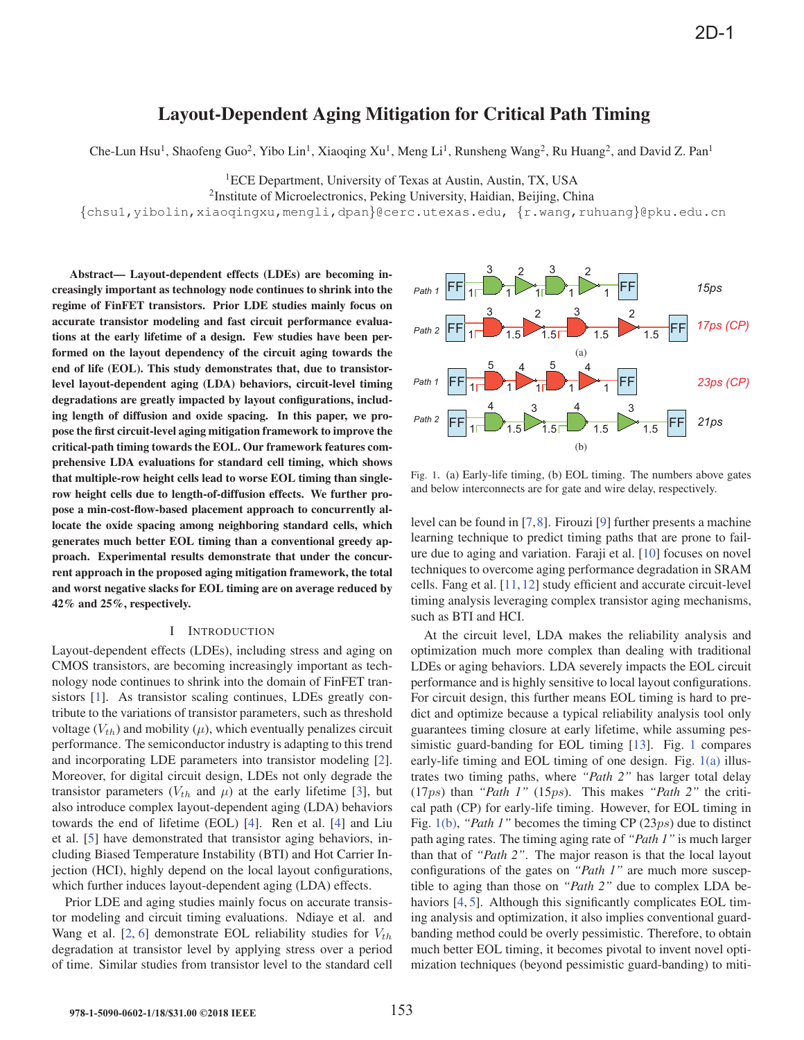# Layout-Dependent Aging Mitigation for Critical Path Timing

Che-Lun Hsu[1], Shaofeng Guo[2], Yibo Lin[1], Xiaoqing Xu[1], Meng Li[1], Runsheng Wang[2], Ru Huang[2], and David Z. Pan[1]

[1]ECE Department, University of Texas at Austin, Austin, TX, USA
[2]Institute of Microelectronics, Peking University, Haidian, Beijing, China
{chsu1,yibolin,xiaoqingxu,mengli,dpan}@cerc.utexas.edu, {r.wang,ruhuang}@pku.edu.cn

**Abstract— Layout-dependent effects (LDEs) are becoming increasingly important as technology node continues to shrink into the regime of FinFET transistors. Prior LDE studies mainly focus on accurate transistor modeling and fast circuit performance evaluations at the early lifetime of a design. Few studies have been performed on the layout dependency of the circuit aging towards the end of life (EOL). This study demonstrates that, due to transistor-level layout-dependent aging (LDA) behaviors, circuit-level timing degradations are greatly impacted by layout configurations, including length of diffusion and oxide spacing. In this paper, we propose the first circuit-level aging mitigation framework to improve the critical-path timing towards the EOL. Our framework features comprehensive LDA evaluations for standard cell timing, which shows that multiple-row height cells lead to worse EOL timing than single-row height cells due to length-of-diffusion effects. We further propose a min-cost-flow-based placement approach to concurrently allocate the oxide spacing among neighboring standard cells, which generates much better EOL timing than a conventional greedy approach. Experimental results demonstrate that under the concurrent approach in the proposed aging mitigation framework, the total and worst negative slacks for EOL timing are on average reduced by 42% and 25%, respectively.**

## I Introduction

Layout-dependent effects (LDEs), including stress and aging on CMOS transistors, are becoming increasingly important as technology node continues to shrink into the domain of FinFET transistors [1]. As transistor scaling continues, LDEs greatly contribute to the variations of transistor parameters, such as threshold voltage ($V_{th}$) and mobility ($\mu$), which eventually penalizes circuit performance. The semiconductor industry is adapting to this trend and incorporating LDE parameters into transistor modeling [2]. Moreover, for digital circuit design, LDEs not only degrade the transistor parameters ($V_{th}$ and $\mu$) at the early lifetime [3], but also introduce complex layout-dependent aging (LDA) behaviors towards the end of lifetime (EOL) [4]. Ren et al. [4] and Liu et al. [5] have demonstrated that transistor aging behaviors, including Biased Temperature Instability (BTI) and Hot Carrier Injection (HCI), highly depend on the local layout configurations, which further induces layout-dependent aging (LDA) effects.

Prior LDE and aging studies mainly focus on accurate transistor modeling and circuit timing evaluations. Ndiaye et al. and Wang et al. [2, 6] demonstrate EOL reliability studies for $V_{th}$ degradation at transistor level by applying stress over a period of time. Similar studies from transistor level to the standard cell level can be found in [7, 8]. Firouzi [9] further presents a machine learning technique to predict timing paths that are prone to failure due to aging and variation. Faraji et al. [10] focuses on novel techniques to overcome aging performance degradation in SRAM cells. Fang et al. [11, 12] study efficient and accurate circuit-level timing analysis leveraging complex transistor aging mechanisms, such as BTI and HCI.

Fig. 1. (a) Early-life timing, (b) EOL timing. The numbers above gates and below interconnects are for gate and wire delay, respectively.

At the circuit level, LDA makes the reliability analysis and optimization much more complex than dealing with traditional LDEs or aging behaviors. LDA severely impacts the EOL circuit performance and is highly sensitive to local layout configurations. For circuit design, this further means EOL timing is hard to predict and optimize because a typical reliability analysis tool only guarantees timing closure at early lifetime, while assuming pessimistic guard-banding for EOL timing [13]. Fig. 1 compares early-life timing and EOL timing of one design. Fig. 1(a) illustrates two timing paths, where *"Path 2"* has larger total delay ($17ps$) than *"Path 1"* ($15ps$). This makes *"Path 2"* the critical path (CP) for early-life timing. However, for EOL timing in Fig. 1(b), *"Path 1"* becomes the timing CP ($23ps$) due to distinct path aging rates. The timing aging rate of *"Path 1"* is much larger than that of *"Path 2"*. The major reason is that the local layout configurations of the gates on *"Path 1"* are much more susceptible to aging than those on *"Path 2"* due to complex LDA behaviors [4, 5]. Although this significantly complicates EOL timing analysis and optimization, it also implies conventional guard-banding method could be overly pessimistic. Therefore, to obtain much better EOL timing, it becomes pivotal to invent novel optimization techniques (beyond pessimistic guard-banding) to miti-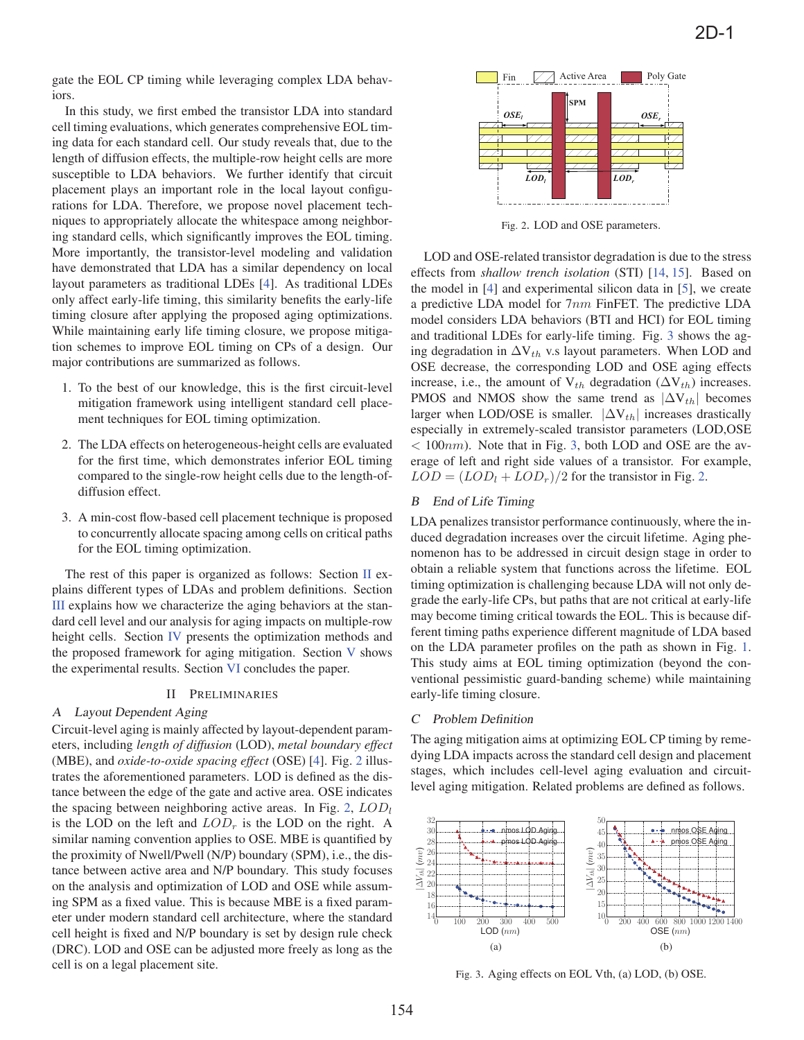gate the EOL CP timing while leveraging complex LDA behaviors.

In this study, we first embed the transistor LDA into standard cell timing evaluations, which generates comprehensive EOL timing data for each standard cell. Our study reveals that, due to the length of diffusion effects, the multiple-row height cells are more susceptible to LDA behaviors. We further identify that circuit placement plays an important role in the local layout configurations for LDA. Therefore, we propose novel placement techniques to appropriately allocate the whitespace among neighboring standard cells, which significantly improves the EOL timing. More importantly, the transistor-level modeling and validation have demonstrated that LDA has a similar dependency on local layout parameters as traditional LDEs [4]. As traditional LDEs only affect early-life timing, this similarity benefits the early-life timing closure after applying the proposed aging optimizations. While maintaining early life timing closure, we propose mitigation schemes to improve EOL timing on CPs of a design. Our major contributions are summarized as follows.

1. To the best of our knowledge, this is the first circuit-level mitigation framework using intelligent standard cell placement techniques for EOL timing optimization.
2. The LDA effects on heterogeneous-height cells are evaluated for the first time, which demonstrates inferior EOL timing compared to the single-row height cells due to the length-of-diffusion effect.
3. A min-cost flow-based cell placement technique is proposed to concurrently allocate spacing among cells on critical paths for the EOL timing optimization.

The rest of this paper is organized as follows: Section II explains different types of LDAs and problem definitions. Section III explains how we characterize the aging behaviors at the standard cell level and our analysis for aging impacts on multiple-row height cells. Section IV presents the optimization methods and the proposed framework for aging mitigation. Section V shows the experimental results. Section VI concludes the paper.

## II Preliminaries

### A Layout Dependent Aging

Circuit-level aging is mainly affected by layout-dependent parameters, including *length of diffusion* (LOD), *metal boundary effect* (MBE), and *oxide-to-oxide spacing effect* (OSE) [4]. Fig. 2 illustrates the aforementioned parameters. LOD is defined as the distance between the edge of the gate and active area. OSE indicates the spacing between neighboring active areas. In Fig. 2, $LOD_l$ is the LOD on the left and $LOD_r$ is the LOD on the right. A similar naming convention applies to OSE. MBE is quantified by the proximity of Nwell/Pwell (N/P) boundary (SPM), i.e., the distance between active area and N/P boundary. This study focuses on the analysis and optimization of LOD and OSE while assuming SPM as a fixed value. This is because MBE is a fixed parameter under modern standard cell architecture, where the standard cell height is fixed and N/P boundary is set by design rule check (DRC). LOD and OSE can be adjusted more freely as long as the cell is on a legal placement site.

Fig. 2. LOD and OSE parameters.

LOD and OSE-related transistor degradation is due to the stress effects from *shallow trench isolation* (STI) [14, 15]. Based on the model in [4] and experimental silicon data in [5], we create a predictive LDA model for $7nm$ FinFET. The predictive LDA model considers LDA behaviors (BTI and HCI) for EOL timing and traditional LDEs for early-life timing. Fig. 3 shows the aging degradation in $\Delta V_{th}$ v.s layout parameters. When LOD and OSE decrease, the corresponding LOD and OSE aging effects increase, i.e., the amount of $V_{th}$ degradation ($\Delta V_{th}$) increases. PMOS and NMOS show the same trend as $|\Delta V_{th}|$ becomes larger when LOD/OSE is smaller. $|\Delta V_{th}|$ increases drastically especially in extremely-scaled transistor parameters (LOD,OSE $< 100nm$). Note that in Fig. 3, both LOD and OSE are the average of left and right side values of a transistor. For example, $LOD = (LOD_l + LOD_r)/2$ for the transistor in Fig. 2.

### B End of Life Timing

LDA penalizes transistor performance continuously, where the induced degradation increases over the circuit lifetime. Aging phenomenon has to be addressed in circuit design stage in order to obtain a reliable system that functions across the lifetime. EOL timing optimization is challenging because LDA will not only degrade the early-life CPs, but paths that are not critical at early-life may become timing critical towards the EOL. This is because different timing paths experience different magnitude of LDA based on the LDA parameter profiles on the path as shown in Fig. 1. This study aims at EOL timing optimization (beyond the conventional pessimistic guard-banding scheme) while maintaining early-life timing closure.

### C Problem Definition

The aging mitigation aims at optimizing EOL CP timing by remedying LDA impacts across the standard cell design and placement stages, which includes cell-level aging evaluation and circuit-level aging mitigation. Related problems are defined as follows.

Fig. 3. Aging effects on EOL Vth, (a) LOD, (b) OSE.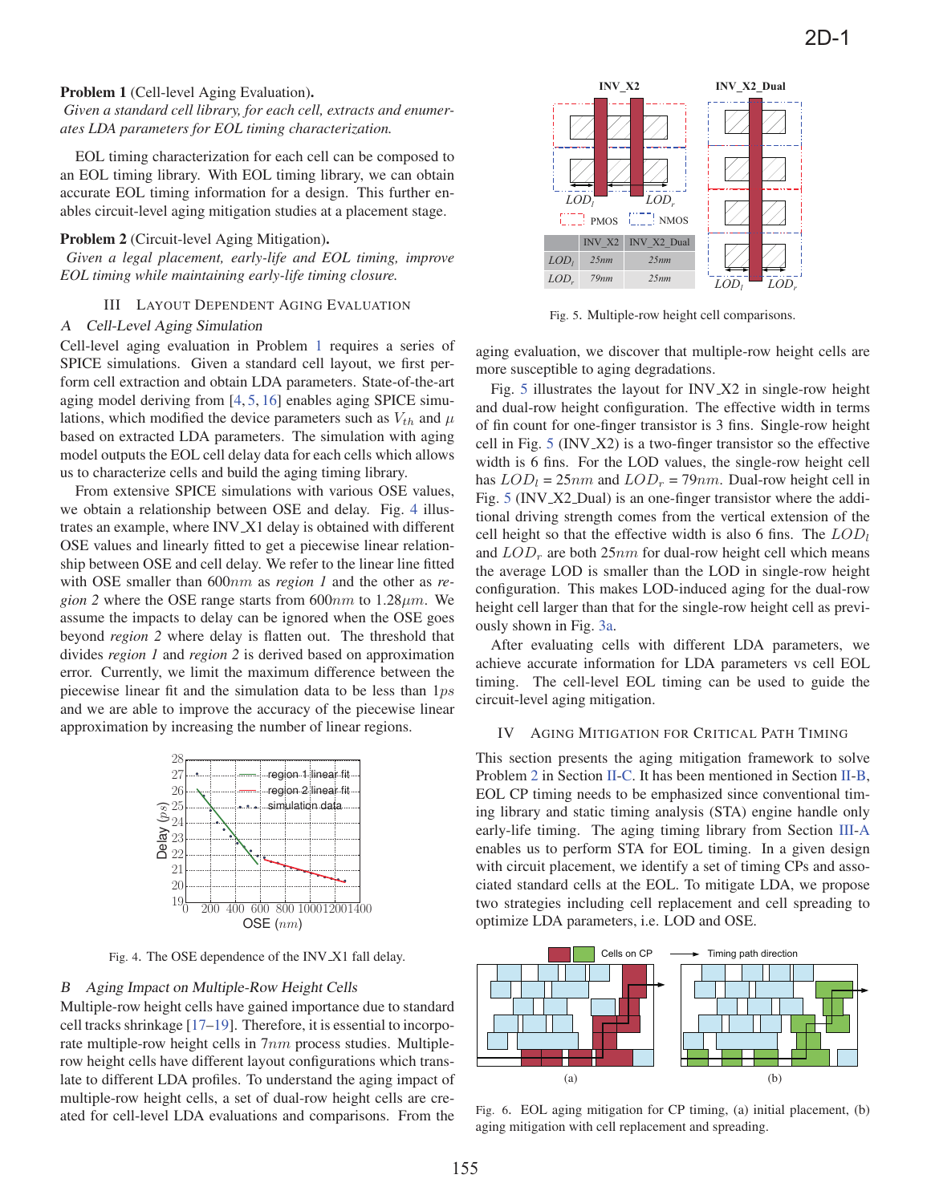**Problem 1** (Cell-level Aging Evaluation)**.**
*Given a standard cell library, for each cell, extracts and enumerates LDA parameters for EOL timing characterization.*

EOL timing characterization for each cell can be composed to an EOL timing library. With EOL timing library, we can obtain accurate EOL timing information for a design. This further enables circuit-level aging mitigation studies at a placement stage.

**Problem 2** (Circuit-level Aging Mitigation)**.**
*Given a legal placement, early-life and EOL timing, improve EOL timing while maintaining early-life timing closure.*

## III Layout Dependent Aging Evaluation

### A Cell-Level Aging Simulation

Cell-level aging evaluation in Problem 1 requires a series of SPICE simulations. Given a standard cell layout, we first perform cell extraction and obtain LDA parameters. State-of-the-art aging model deriving from [4, 5, 16] enables aging SPICE simulations, which modified the device parameters such as $V_{th}$ and $\mu$ based on extracted LDA parameters. The simulation with aging model outputs the EOL cell delay data for each cells which allows us to characterize cells and build the aging timing library.

From extensive SPICE simulations with various OSE values, we obtain a relationship between OSE and delay. Fig. 4 illustrates an example, where INV_X1 delay is obtained with different OSE values and linearly fitted to get a piecewise linear relationship between OSE and cell delay. We refer to the linear line fitted with OSE smaller than $600nm$ as *region 1* and the other as *region 2* where the OSE range starts from $600nm$ to $1.28\mu m$. We assume the impacts to delay can be ignored when the OSE goes beyond *region 2* where delay is flatten out. The threshold that divides *region 1* and *region 2* is derived based on approximation error. Currently, we limit the maximum difference between the piecewise linear fit and the simulation data to be less than $1ps$ and we are able to improve the accuracy of the piecewise linear approximation by increasing the number of linear regions.

Fig. 4. The OSE dependence of the INV_X1 fall delay.

### B Aging Impact on Multiple-Row Height Cells

Multiple-row height cells have gained importance due to standard cell tracks shrinkage [17–19]. Therefore, it is essential to incorporate multiple-row height cells in $7nm$ process studies. Multiple-row height cells have different layout configurations which translate to different LDA profiles. To understand the aging impact of multiple-row height cells, a set of dual-row height cells are created for cell-level LDA evaluations and comparisons. From the aging evaluation, we discover that multiple-row height cells are more susceptible to aging degradations.

| | INV_X2 | INV_X2_Dual |
|---|---|---|
| $LOD_l$ | 25nm | 25nm |
| $LOD_r$ | 79nm | 25nm |

Fig. 5. Multiple-row height cell comparisons.

Fig. 5 illustrates the layout for INV_X2 in single-row height and dual-row height configuration. The effective width in terms of fin count for one-finger transistor is 3 fins. Single-row height cell in Fig. 5 (INV_X2) is a two-finger transistor so the effective width is 6 fins. For the LOD values, the single-row height cell has $LOD_l$ = $25nm$ and $LOD_r$ = $79nm$. Dual-row height cell in Fig. 5 (INV_X2_Dual) is an one-finger transistor where the additional driving strength comes from the vertical extension of the cell height so that the effective width is also 6 fins. The $LOD_l$ and $LOD_r$ are both $25nm$ for dual-row height cell which means the average LOD is smaller than the LOD in single-row height configuration. This makes LOD-induced aging for the dual-row height cell larger than that for the single-row height cell as previously shown in Fig. 3a.

After evaluating cells with different LDA parameters, we achieve accurate information for LDA parameters vs cell EOL timing. The cell-level EOL timing can be used to guide the circuit-level aging mitigation.

## IV Aging Mitigation for Critical Path Timing

This section presents the aging mitigation framework to solve Problem 2 in Section II-C. It has been mentioned in Section II-B, EOL CP timing needs to be emphasized since conventional timing library and static timing analysis (STA) engine handle only early-life timing. The aging timing library from Section III-A enables us to perform STA for EOL timing. In a given design with circuit placement, we identify a set of timing CPs and associated standard cells at the EOL. To mitigate LDA, we propose two strategies including cell replacement and cell spreading to optimize LDA parameters, i.e. LOD and OSE.

Fig. 6. EOL aging mitigation for CP timing, (a) initial placement, (b) aging mitigation with cell replacement and spreading.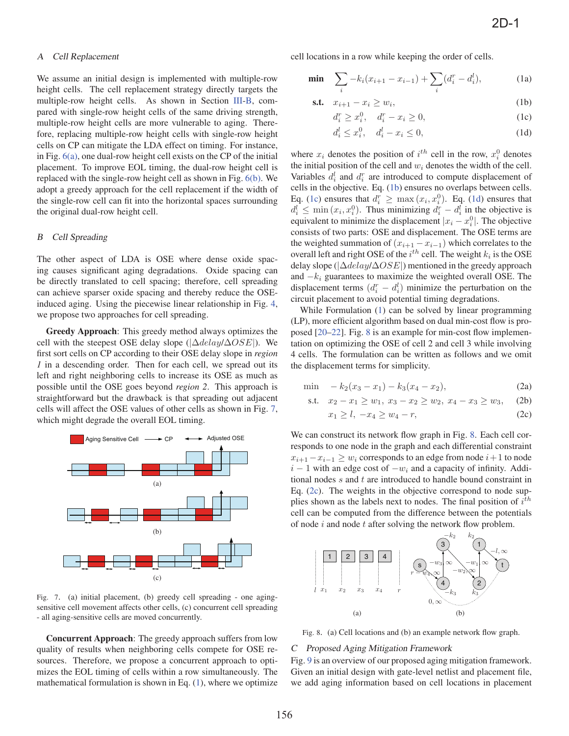### A Cell Replacement

We assume an initial design is implemented with multiple-row height cells. The cell replacement strategy directly targets the multiple-row height cells. As shown in Section III-B, compared with single-row height cells of the same driving strength, multiple-row height cells are more vulnerable to aging. Therefore, replacing multiple-row height cells with single-row height cells on CP can mitigate the LDA effect on timing. For instance, in Fig. 6(a), one dual-row height cell exists on the CP of the initial placement. To improve EOL timing, the dual-row height cell is replaced with the single-row height cell as shown in Fig. 6(b). We adopt a greedy approach for the cell replacement if the width of the single-row cell can fit into the horizontal spaces surrounding the original dual-row height cell.

### B Cell Spreading

The other aspect of LDA is OSE where dense oxide spacing causes significant aging degradations. Oxide spacing can be directly translated to cell spacing; therefore, cell spreading can achieve sparser oxide spacing and thereby reduce the OSE-induced aging. Using the piecewise linear relationship in Fig. 4, we propose two approaches for cell spreading.

**Greedy Approach**: This greedy method always optimizes the cell with the steepest OSE delay slope ($|\Delta delay/\Delta OSE|$). We first sort cells on CP according to their OSE delay slope in *region 1* in a descending order. Then for each cell, we spread out its left and right neighboring cells to increase its OSE as much as possible until the OSE goes beyond *region 2*. This approach is straightforward but the drawback is that spreading out adjacent cells will affect the OSE values of other cells as shown in Fig. 7, which might degrade the overall EOL timing.

Fig. 7. (a) initial placement, (b) greedy cell spreading - one aging-sensitive cell movement affects other cells, (c) concurrent cell spreading - all aging-sensitive cells are moved concurrently.

**Concurrent Approach**: The greedy approach suffers from low quality of results when neighboring cells compete for OSE resources. Therefore, we propose a concurrent approach to optimizes the EOL timing of cells within a row simultaneously. The mathematical formulation is shown in Eq. (1), where we optimize cell locations in a row while keeping the order of cells.

$$\textbf{min} \quad \sum_i -k_i(x_{i+1} - x_{i-1}) + \sum_i (d_i^r - d_i^l), \tag{1a}$$

$$\textbf{s.t.} \quad x_{i+1} - x_i \geq w_i, \tag{1b}$$

$$d_i^r \geq x_i^0, \quad d_i^r - x_i \geq 0, \tag{1c}$$

$$d_i^l \leq x_i^0, \quad d_i^l - x_i \leq 0, \tag{1d}$$

where $x_i$ denotes the position of $i^{th}$ cell in the row, $x_i^0$ denotes the initial position of the cell and $w_i$ denotes the width of the cell. Variables $d_i^l$ and $d_i^r$ are introduced to compute displacement of cells in the objective. Eq. (1b) ensures no overlaps between cells. Eq. (1c) ensures that $d_i^r \geq \max(x_i, x_i^0)$. Eq. (1d) ensures that $d_i^l \leq \min(x_i, x_i^0)$. Thus minimizing $d_i^r - d_i^l$ in the objective is equivalent to minimize the displacement $|x_i - x_i^0|$. The objective consists of two parts: OSE and displacement. The OSE terms are the weighted summation of $(x_{i+1} - x_{i-1})$ which correlates to the overall left and right OSE of the $i^{th}$ cell. The weight $k_i$ is the OSE delay slope ($|\Delta delay/\Delta OSE|$) mentioned in the greedy approach and $-k_i$ guarantees to maximize the weighted overall OSE. The displacement terms $(d_i^r - d_i^l)$ minimize the perturbation on the circuit placement to avoid potential timing degradations.

While Formulation (1) can be solved by linear programming (LP), more efficient algorithm based on dual min-cost flow is proposed [20–22]. Fig. 8 is an example for min-cost flow implementation on optimizing the OSE of cell 2 and cell 3 while involving 4 cells. The formulation can be written as follows and we omit the displacement terms for simplicity.

$$\min \quad -k_2(x_3 - x_1) - k_3(x_4 - x_2), \tag{2a}$$

$$\text{s.t.} \quad x_2 - x_1 \geq w_1, \; x_3 - x_2 \geq w_2, \; x_4 - x_3 \geq w_3, \tag{2b}$$

$$x_1 \geq l, \; -x_4 \geq w_4 - r, \tag{2c}$$

We can construct its network flow graph in Fig. 8. Each cell corresponds to one node in the graph and each differential constraint $x_{i+1} - x_{i-1} \geq w_i$ corresponds to an edge from node $i+1$ to node $i-1$ with an edge cost of $-w_i$ and a capacity of infinity. Additional nodes $s$ and $t$ are introduced to handle bound constraint in Eq. (2c). The weights in the objective correspond to node supplies shown as the labels next to nodes. The final position of $i^{th}$ cell can be computed from the difference between the potentials of node $i$ and node $t$ after solving the network flow problem.

Fig. 8. (a) Cell locations and (b) an example network flow graph.

### C Proposed Aging Mitigation Framework

Fig. 9 is an overview of our proposed aging mitigation framework. Given an initial design with gate-level netlist and placement file, we add aging information based on cell locations in placement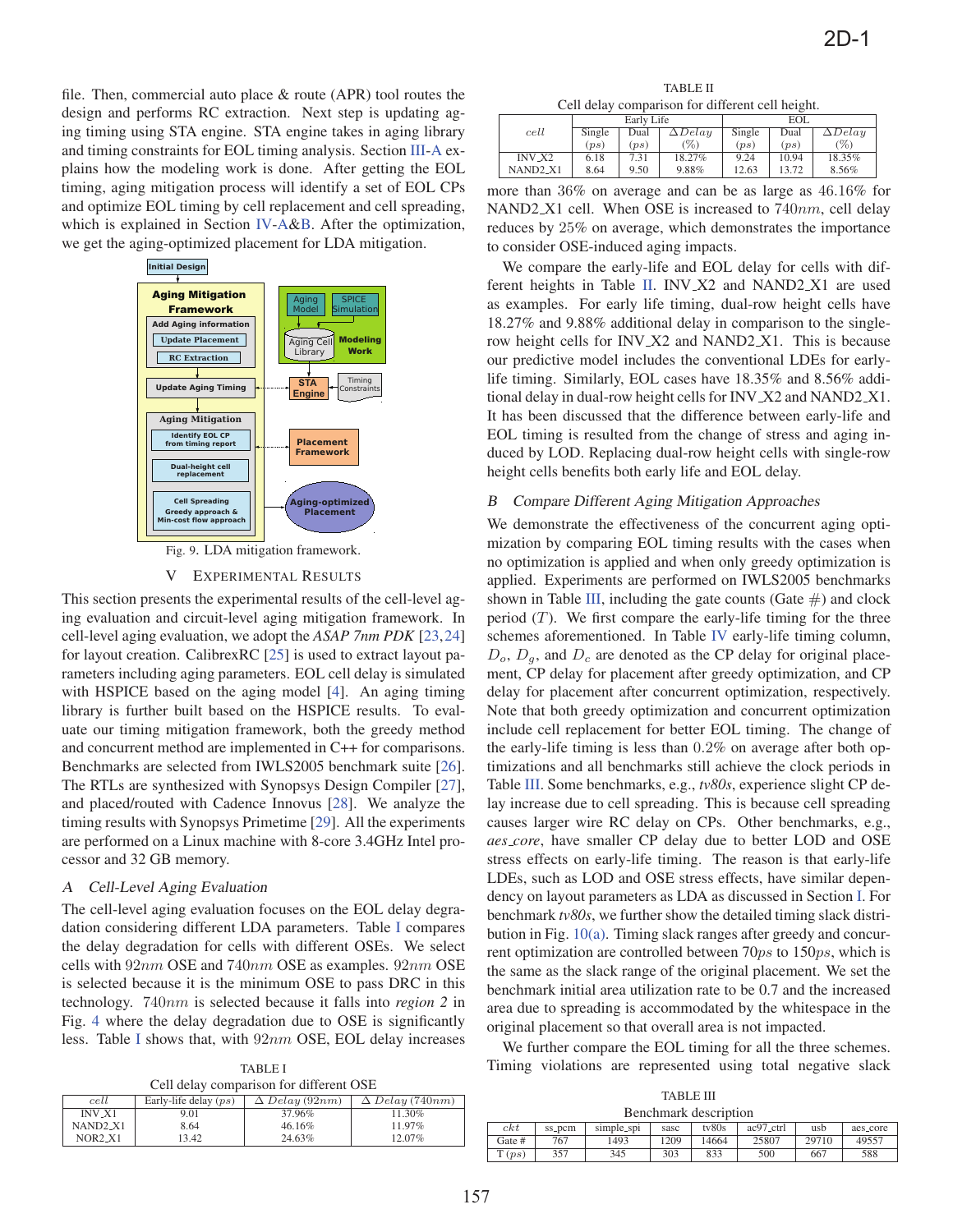file. Then, commercial auto place & route (APR) tool routes the design and performs RC extraction. Next step is updating aging timing using STA engine. STA engine takes in aging library and timing constraints for EOL timing analysis. Section III-A explains how the modeling work is done. After getting the EOL timing, aging mitigation process will identify a set of EOL CPs and optimize EOL timing by cell replacement and cell spreading, which is explained in Section IV-A&B. After the optimization, we get the aging-optimized placement for LDA mitigation.

Fig. 9. LDA mitigation framework.

## V EXPERIMENTAL RESULTS

This section presents the experimental results of the cell-level aging evaluation and circuit-level aging mitigation framework. In cell-level aging evaluation, we adopt the *ASAP 7nm PDK* [23,24] for layout creation. CalibrexRC [25] is used to extract layout parameters including aging parameters. EOL cell delay is simulated with HSPICE based on the aging model [4]. An aging timing library is further built based on the HSPICE results. To evaluate our timing mitigation framework, both the greedy method and concurrent method are implemented in C++ for comparisons. Benchmarks are selected from IWLS2005 benchmark suite [26]. The RTLs are synthesized with Synopsys Design Compiler [27], and placed/routed with Cadence Innovus [28]. We analyze the timing results with Synopsys Primetime [29]. All the experiments are performed on a Linux machine with 8-core 3.4GHz Intel processor and 32 GB memory.

### A Cell-Level Aging Evaluation

The cell-level aging evaluation focuses on the EOL delay degradation considering different LDA parameters. Table I compares the delay degradation for cells with different OSEs. We select cells with $92nm$ OSE and $740nm$ OSE as examples. $92nm$ OSE is selected because it is the minimum OSE to pass DRC in this technology. $740nm$ is selected because it falls into *region 2* in Fig. 4 where the delay degradation due to OSE is significantly less. Table I shows that, with $92nm$ OSE, EOL delay increases more than 36% on average and can be as large as 46.16% for NAND2_X1 cell. When OSE is increased to $740nm$, cell delay reduces by 25% on average, which demonstrates the importance to consider OSE-induced aging impacts.

TABLE I
Cell delay comparison for different OSE

| $cell$ | Early-life delay $(ps)$ | $\Delta$ $Delay$ $(92nm)$ | $\Delta$ $Delay$ $(740nm)$ |
|---|---|---|---|
| INV_X1 | 9.01 | 37.96% | 11.30% |
| NAND2_X1 | 8.64 | 46.16% | 11.97% |
| NOR2_X1 | 13.42 | 24.63% | 12.07% |

TABLE II
Cell delay comparison for different cell height.

| $cell$ | Early Life | | | EOL | | |
|---|---|---|---|---|---|---|
| | Single $(ps)$ | Dual $(ps)$ | $\Delta Delay$ $(\%)$ | Single $(ps)$ | Dual $(ps)$ | $\Delta Delay$ $(\%)$ |
| INV_X2 | 6.18 | 7.31 | 18.27% | 9.24 | 10.94 | 18.35% |
| NAND2_X1 | 8.64 | 9.50 | 9.88% | 12.63 | 13.72 | 8.56% |

We compare the early-life and EOL delay for cells with different heights in Table II. INV_X2 and NAND2_X1 are used as examples. For early life timing, dual-row height cells have 18.27% and 9.88% additional delay in comparison to the single-row height cells for INV_X2 and NAND2_X1. This is because our predictive model includes the conventional LDEs for early-life timing. Similarly, EOL cases have 18.35% and 8.56% additional delay in dual-row height cells for INV_X2 and NAND2_X1. It has been discussed that the difference between early-life and EOL timing is resulted from the change of stress and aging induced by LOD. Replacing dual-row height cells with single-row height cells benefits both early life and EOL delay.

### B Compare Different Aging Mitigation Approaches

We demonstrate the effectiveness of the concurrent aging optimization by comparing EOL timing results with the cases when no optimization is applied and when only greedy optimization is applied. Experiments are performed on IWLS2005 benchmarks shown in Table III, including the gate counts (Gate $\#$) and clock period ($T$). We first compare the early-life timing for the three schemes aforementioned. In Table IV early-life timing column, $D_o$, $D_g$, and $D_c$ are denoted as the CP delay for original placement, CP delay for placement after greedy optimization, and CP delay for placement after concurrent optimization, respectively. Note that both greedy optimization and concurrent optimization include cell replacement for better EOL timing. The change of the early-life timing is less than $0.2\%$ on average after both optimizations and all benchmarks still achieve the clock periods in Table III. Some benchmarks, e.g., *tv80s*, experience slight CP delay increase due to cell spreading. This is because cell spreading causes larger wire RC delay on CPs. Other benchmarks, e.g., *aes_core*, have smaller CP delay due to better LOD and OSE stress effects on early-life timing. The reason is that early-life LDEs, such as LOD and OSE stress effects, have similar dependency on layout parameters as LDA as discussed in Section I. For benchmark *tv80s*, we further show the detailed timing slack distribution in Fig. 10(a). Timing slack ranges after greedy and concurrent optimization are controlled between $70ps$ to $150ps$, which is the same as the slack range of the original placement. We set the benchmark initial area utilization rate to be 0.7 and the increased area due to spreading is accommodated by the whitespace in the original placement so that overall area is not impacted.

We further compare the EOL timing for all the three schemes. Timing violations are represented using total negative slack

TABLE III
Benchmark description

| $ckt$ | ss_pcm | simple_spi | sasc | tv80s | ac97_ctrl | usb | aes_core |
|---|---|---|---|---|---|---|---|
| Gate # | 767 | 1493 | 1209 | 14664 | 25807 | 29710 | 49557 |
| T $(ps)$ | 357 | 345 | 303 | 833 | 500 | 667 | 588 |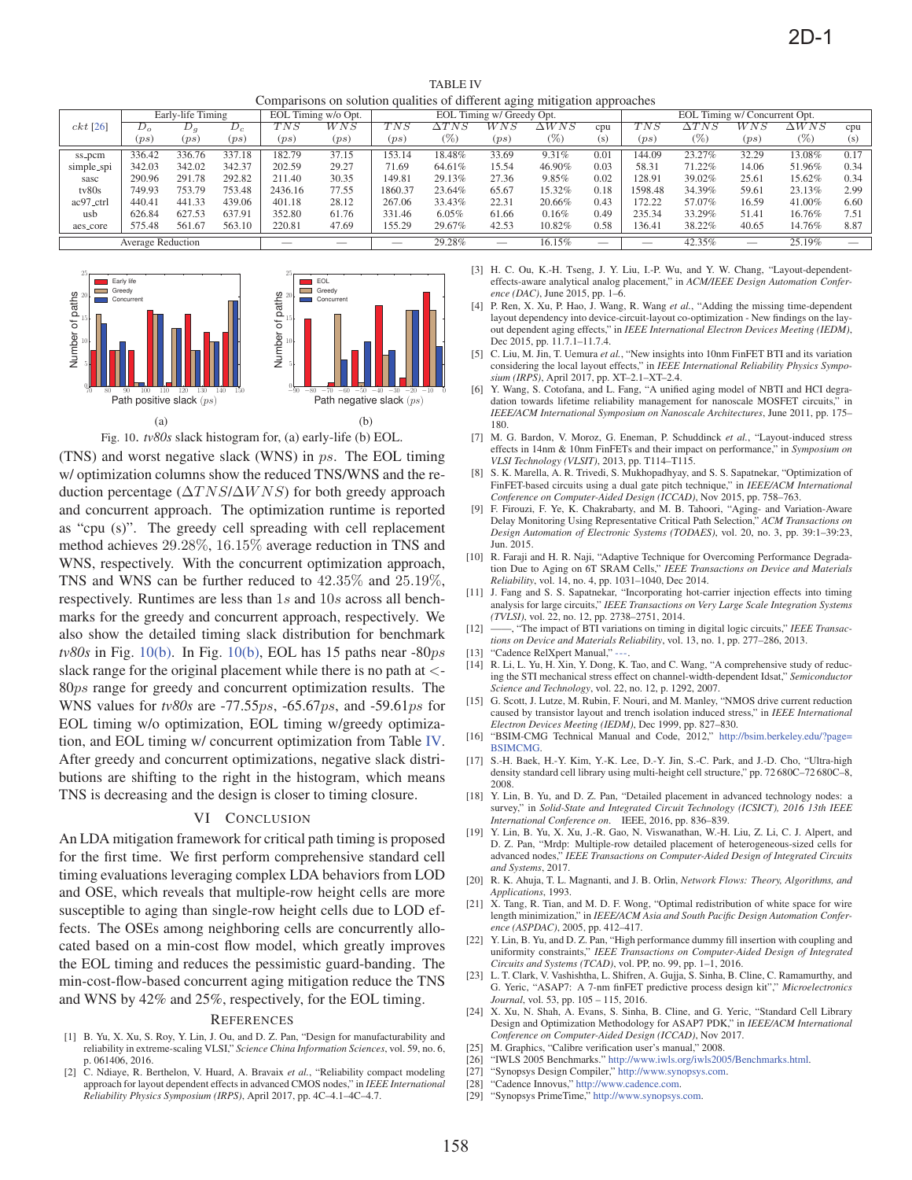TABLE IV
Comparisons on solution qualities of different aging mitigation approaches

| *ckt* [26] | Early-life Timing | | | EOL Timing w/o Opt. | | EOL Timing w/ Greedy Opt. | | | | | EOL Timing w/ Concurrent Opt. | | | | |
|---|---|---|---|---|---|---|---|---|---|---|---|---|---|---|---|
| | $D_o$ $(ps)$ | $D_g$ $(ps)$ | $D_c$ $(ps)$ | $TNS$ $(ps)$ | $WNS$ $(ps)$ | $TNS$ $(ps)$ | $\Delta TNS$ $(\%)$ | $WNS$ $(ps)$ | $\Delta WNS$ $(\%)$ | cpu (s) | $TNS$ $(ps)$ | $\Delta TNS$ $(\%)$ | $WNS$ $(ps)$ | $\Delta WNS$ $(\%)$ | cpu (s) |
| ss_pcm | 336.42 | 336.76 | 337.18 | 182.79 | 37.15 | 153.14 | 18.48% | 33.69 | 9.31% | 0.01 | 144.09 | 23.27% | 32.29 | 13.08% | 0.17 |
| simple_spi | 342.03 | 342.02 | 342.37 | 202.59 | 29.27 | 71.69 | 64.61% | 15.54 | 46.90% | 0.03 | 58.31 | 71.22% | 14.06 | 51.96% | 0.34 |
| sasc | 290.96 | 291.78 | 292.82 | 211.40 | 30.35 | 149.81 | 29.13% | 27.36 | 9.85% | 0.02 | 128.91 | 39.02% | 25.61 | 15.62% | 0.34 |
| tv80s | 749.93 | 753.79 | 753.48 | 2436.16 | 77.55 | 1860.37 | 23.64% | 65.67 | 15.32% | 0.18 | 1598.48 | 34.39% | 59.61 | 23.13% | 2.99 |
| ac97_ctrl | 440.41 | 441.33 | 439.06 | 401.18 | 28.12 | 267.06 | 33.43% | 22.31 | 20.66% | 0.43 | 172.22 | 57.07% | 16.59 | 41.00% | 6.60 |
| usb | 626.84 | 627.53 | 637.91 | 352.80 | 61.76 | 331.46 | 6.05% | 61.66 | 0.16% | 0.49 | 235.34 | 33.29% | 51.41 | 16.76% | 7.51 |
| aes_core | 575.48 | 561.67 | 563.10 | 220.81 | 47.69 | 155.29 | 29.67% | 42.53 | 10.82% | 0.58 | 136.41 | 38.22% | 40.65 | 14.76% | 8.87 |
| Average Reduction | | | | — | — | — | 29.28% | — | 16.15% | — | — | 42.35% | — | 25.19% | — |

(a)

(b)

Fig. 10. *tv80s* slack histogram for, (a) early-life (b) EOL.

(TNS) and worst negative slack (WNS) in $ps$. The EOL timing w/ optimization columns show the reduced TNS/WNS and the reduction percentage ($\Delta TNS/\Delta WNS$) for both greedy approach and concurrent approach. The optimization runtime is reported as "cpu (s)". The greedy cell spreading with cell replacement method achieves 29.28%, 16.15% average reduction in TNS and WNS, respectively. With the concurrent optimization approach, TNS and WNS can be further reduced to 42.35% and 25.19%, respectively. Runtimes are less than $1s$ and $10s$ across all benchmarks for the greedy and concurrent approach, respectively. We also show the detailed timing slack distribution for benchmark *tv80s* in Fig. 10(b). In Fig. 10(b), EOL has 15 paths near -80$ps$ slack range for the original placement while there is no path at <-80$ps$ range for greedy and concurrent optimization results. The WNS values for *tv80s* are -77.55$ps$, -65.67$ps$, and -59.61$ps$ for EOL timing w/o optimization, EOL timing w/greedy optimization, and EOL timing w/ concurrent optimization from Table IV. After greedy and concurrent optimizations, negative slack distributions are shifting to the right in the histogram, which means TNS is decreasing and the design is closer to timing closure.

## VI Conclusion

An LDA mitigation framework for critical path timing is proposed for the first time. We first perform comprehensive standard cell timing evaluations leveraging complex LDA behaviors from LOD and OSE, which reveals that multiple-row height cells are more susceptible to aging than single-row height cells due to LOD effects. The OSEs among neighboring cells are concurrently allocated based on a min-cost flow model, which greatly improves the EOL timing and reduces the pessimistic guard-banding. The min-cost-flow-based concurrent aging mitigation reduce the TNS and WNS by 42% and 25%, respectively, for the EOL timing.

## References

[1] B. Yu, X. Xu, S. Roy, Y. Lin, J. Ou, and D. Z. Pan, "Design for manufacturability and reliability in extreme-scaling VLSI," *Science China Information Sciences*, vol. 59, no. 6, p. 061406, 2016.

[2] C. Ndiaye, R. Berthelon, V. Huard, A. Bravaix *et al.*, "Reliability compact modeling approach for layout dependent effects in advanced CMOS nodes," in *IEEE International Reliability Physics Symposium (IRPS)*, April 2017, pp. 4C–4.1–4C–4.7.

[3] H. C. Ou, K.-H. Tseng, J. Y. Liu, I.-P. Wu, and Y. W. Chang, "Layout-dependent-effects-aware analytical analog placement," in *ACM/IEEE Design Automation Conference (DAC)*, June 2015, pp. 1–6.

[4] P. Ren, X. Xu, P. Hao, J. Wang, R. Wang *et al.*, "Adding the missing time-dependent layout dependency into device-circuit-layout co-optimization - New findings on the layout dependent aging effects," in *IEEE International Electron Devices Meeting (IEDM)*, Dec 2015, pp. 11.7.1–11.7.4.

[5] C. Liu, M. Jin, T. Uemura *et al.*, "New insights into 10nm FinFET BTI and its variation considering the local layout effects," in *IEEE International Reliability Physics Symposium (IRPS)*, April 2017, pp. XT–2.1–XT–2.4.

[6] Y. Wang, S. Cotofana, and L. Fang, "A unified aging model of NBTI and HCI degradation towards lifetime reliability management for nanoscale MOSFET circuits," in *IEEE/ACM International Symposium on Nanoscale Architectures*, June 2011, pp. 175–180.

[7] M. G. Bardon, V. Moroz, G. Eneman, P. Schuddinck *et al.*, "Layout-induced stress effects in 14nm & 10nm FinFETs and their impact on performance," in *Symposium on VLSI Technology (VLSIT)*, 2013, pp. T114–T115.

[8] S. K. Marella, A. R. Trivedi, S. Mukhopadhyay, and S. S. Sapatnekar, "Optimization of FinFET-based circuits using a dual gate pitch technique," in *IEEE/ACM International Conference on Computer-Aided Design (ICCAD)*, Nov 2015, pp. 758–763.

[9] F. Firouzi, F. Ye, K. Chakrabarty, and M. B. Tahoori, "Aging- and Variation-Aware Delay Monitoring Using Representative Critical Path Selection," *ACM Transactions on Design Automation of Electronic Systems (TODAES)*, vol. 20, no. 3, pp. 39:1–39:23, Jun. 2015.

[10] R. Faraji and H. R. Naji, "Adaptive Technique for Overcoming Performance Degradation Due to Aging on 6T SRAM Cells," *IEEE Transactions on Device and Materials Reliability*, vol. 14, no. 4, pp. 1031–1040, Dec 2014.

[11] J. Fang and S. S. Sapatnekar, "Incorporating hot-carrier injection effects into timing analysis for large circuits," *IEEE Transactions on Very Large Scale Integration Systems (TVLSI)*, vol. 22, no. 12, pp. 2738–2751, 2014.

[12] ——, "The impact of BTI variations on timing in digital logic circuits," *IEEE Transactions on Device and Materials Reliability*, vol. 13, no. 1, pp. 277–286, 2013.

[13] "Cadence RELXpert Manual," ---.

[14] R. Li, L. Yu, H. Xin, Y. Dong, K. Tao, and C. Wang, "A comprehensive study of reducing the STI mechanical stress effect on channel-width-dependent Idsat," *Semiconductor Science and Technology*, vol. 22, no. 12, p. 1292, 2007.

[15] G. Scott, J. Lutze, M. Rubin, F. Nouri, and M. Manley, "NMOS drive current reduction caused by transistor layout and trench isolation induced stress," in *IEEE International Electron Devices Meeting (IEDM)*, Dec 1999, pp. 827–830.

[16] "BSIM-CMG Technical Manual and Code, 2012," http://bsim.berkeley.edu/?page=BSIMCMG.

[17] S.-H. Baek, H.-Y. Kim, Y.-K. Lee, D.-Y. Jin, S.-C. Park, and J.-D. Cho, "Ultra-high density standard cell library using multi-height cell structure," pp. 72 680C–72 680C–8, 2008.

[18] Y. Lin, B. Yu, and D. Z. Pan, "Detailed placement in advanced technology nodes: a survey," in *Solid-State and Integrated Circuit Technology (ICSICT), 2016 13th IEEE International Conference on*. IEEE, 2016, pp. 836–839.

[19] Y. Lin, B. Yu, X. Xu, J.-R. Gao, N. Viswanathan, W.-H. Liu, Z. Li, C. J. Alpert, and D. Z. Pan, "Mrdp: Multiple-row detailed placement of heterogeneous-sized cells for advanced nodes," *IEEE Transactions on Computer-Aided Design of Integrated Circuits and Systems*, 2017.

[20] R. K. Ahuja, T. L. Magnanti, and J. B. Orlin, *Network Flows: Theory, Algorithms, and Applications*, 1993.

[21] X. Tang, R. Tian, and M. D. F. Wong, "Optimal redistribution of white space for wire length minimization," in *IEEE/ACM Asia and South Pacific Design Automation Conference (ASPDAC)*, 2005, pp. 412–417.

[22] Y. Lin, B. Yu, and D. Z. Pan, "High performance dummy fill insertion with coupling and uniformity constraints," *IEEE Transactions on Computer-Aided Design of Integrated Circuits and Systems (TCAD)*, vol. PP, no. 99, pp. 1–1, 2016.

[23] L. T. Clark, V. Vashishtha, L. Shifren, A. Gujja, S. Sinha, B. Cline, C. Ramamurthy, and G. Yeric, "ASAP7: A 7-nm finFET predictive process design kit"," *Microelectronics Journal*, vol. 53, pp. 105 – 115, 2016.

[24] X. Xu, N. Shah, A. Evans, S. Sinha, B. Cline, and G. Yeric, "Standard Cell Library Design and Optimization Methodology for ASAP7 PDK," in *IEEE/ACM International Conference on Computer-Aided Design (ICCAD)*, Nov 2017.

[25] M. Graphics, "Calibre verification user's manual," 2008.

[26] "IWLS 2005 Benchmarks." http://www.iwls.org/iwls2005/Benchmarks.html.

[27] "Synopsys Design Compiler," http://www.synopsys.com.

[28] "Cadence Innovus," http://www.cadence.com.

[29] "Synopsys PrimeTime," http://www.synopsys.com.